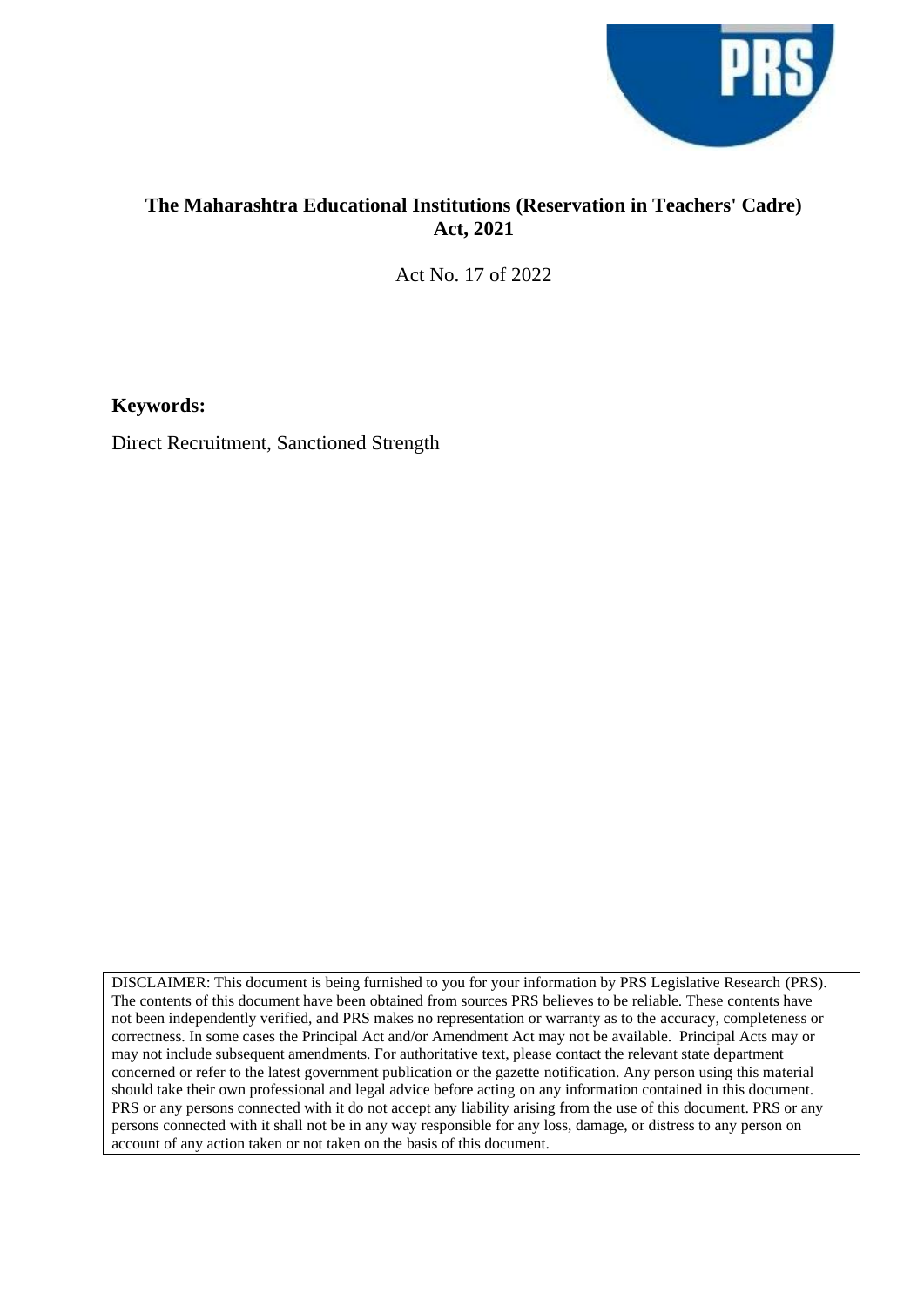# The Maharashtra Educational Institutions (Reservation in Teachers' Cadre) Act, 2021

Act No. 17 of 2022

**Keywords:**

Direct Recruitment, Sanctioned Strength

DISCLAIMER: This document is being furnished to you for your information by PRS Legislative Research (PRS). The contents of this document have been obtained from sources PRS believes to be reliable. These contents have not been independently verified, and PRS makes no representation or warranty as to the accuracy, completeness or correctness. In some cases the Principal Act and/or Amendment Act may not be available. Principal Acts may or may not include subsequent amendments. For authoritative text, please contact the relevant state department concerned or refer to the latest government publication or the gazette notification. Any person using this material should take their own professional and legal advice before acting on any information contained in this document. PRS or any persons connected with it do not accept any liability arising from the use of this document. PRS or any persons connected with it shall not be in any way responsible for any loss, damage, or distress to any person on account of any action taken or not taken on the basis of this document.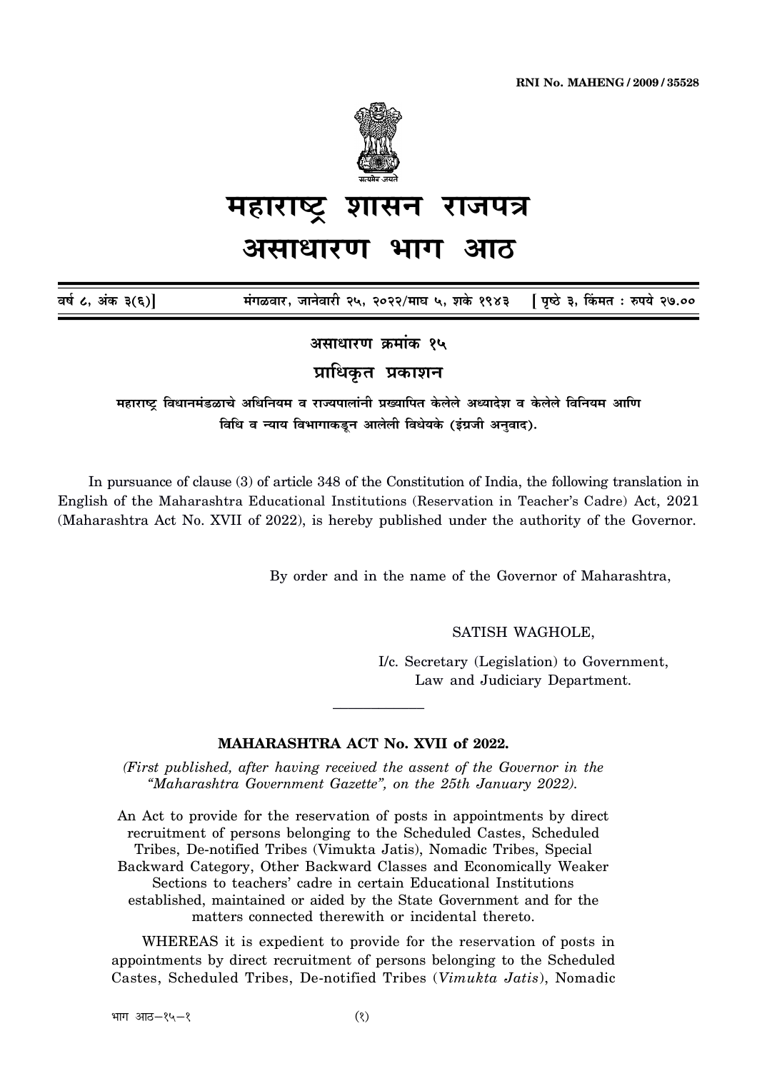# महाराष्ट्र शासन राजपत्र

# असाधारण भाग आठ

वर्ष ८, अंक ३(६)] मंगळवार, जानेवारी २५, २०२२/माघ ५, शके १९४३ [ पृष्ठे ३, किंमत : रुपये २७.००

## असाधारण क्रमांक १५

### प्राधिकृत प्रकाशन

**महाराष्ट्र विधानमंडळाचे अधिनियम व राज्यपालांनी प्रख्यापित केलेले अध्यादेश व केलेले विनियम आणि विधि व न्याय विभागाकडून आलेली विधेयके (इंग्रजी अनुवाद).**

In pursuance of clause (3) of article 348 of the Constitution of India, the following translation in English of the Maharashtra Educational Institutions (Reservation in Teacher's Cadre) Act, 2021 (Maharashtra Act No. XVII of 2022), is hereby published under the authority of the Governor.

By order and in the name of the Governor of Maharashtra,

SATISH WAGHOLE,

I/c. Secretary (Legislation) to Government,
Law and Judiciary Department.

---

## MAHARASHTRA ACT No. XVII of 2022.

*(First published, after having received the assent of the Governor in the "Maharashtra Government Gazette", on the 25th January 2022).*

An Act to provide for the reservation of posts in appointments by direct recruitment of persons belonging to the Scheduled Castes, Scheduled Tribes, De-notified Tribes (Vimukta Jatis), Nomadic Tribes, Special Backward Category, Other Backward Classes and Economically Weaker Sections to teachers' cadre in certain Educational Institutions established, maintained or aided by the State Government and for the matters connected therewith or incidental thereto.

WHEREAS it is expedient to provide for the reservation of posts in appointments by direct recruitment of persons belonging to the Scheduled Castes, Scheduled Tribes, De-notified Tribes (*Vimukta Jatis*), Nomadic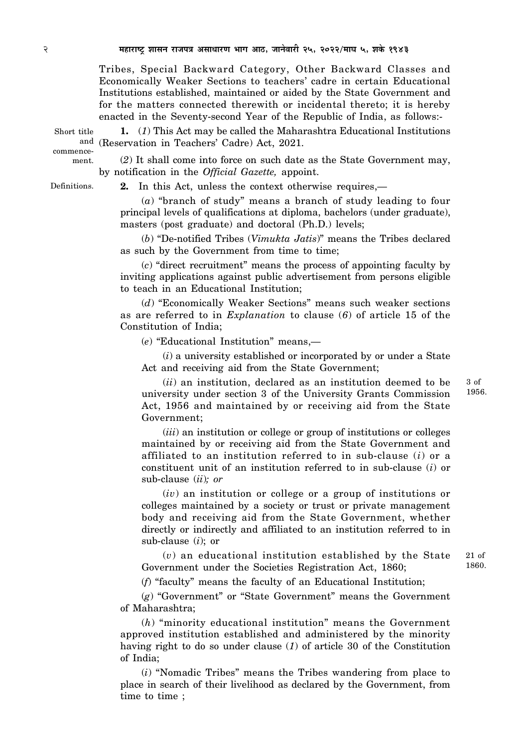Tribes, Special Backward Category, Other Backward Classes and Economically Weaker Sections to teachers' cadre in certain Educational Institutions established, maintained or aided by the State Government and for the matters connected therewith or incidental thereto; it is hereby enacted in the Seventy-second Year of the Republic of India, as follows:-

Short title and commencement.

**1.** (*1*) This Act may be called the Maharashtra Educational Institutions (Reservation in Teachers' Cadre) Act, 2021.

(*2*) It shall come into force on such date as the State Government may, by notification in the *Official Gazette,* appoint.

Definitions.

**2.** In this Act, unless the context otherwise requires,—

(*a*) "branch of study" means a branch of study leading to four principal levels of qualifications at diploma, bachelors (under graduate), masters (post graduate) and doctoral (Ph.D.) levels;

(*b*) "De-notified Tribes (*Vimukta Jatis*)" means the Tribes declared as such by the Government from time to time;

(*c*) "direct recruitment" means the process of appointing faculty by inviting applications against public advertisement from persons eligible to teach in an Educational Institution;

(*d*) "Economically Weaker Sections" means such weaker sections as are referred to in *Explanation* to clause (*6*) of article 15 of the Constitution of India;

(*e*) "Educational Institution" means,—

(*i*) a university established or incorporated by or under a State Act and receiving aid from the State Government;

(*ii*) an institution, declared as an institution deemed to be university under section 3 of the University Grants Commission Act, 1956 and maintained by or receiving aid from the State Government;

3 of 1956.

(*iii*) an institution or college or group of institutions or colleges maintained by or receiving aid from the State Government and affiliated to an institution referred to in sub-clause (*i*) or a constituent unit of an institution referred to in sub-clause (*i*) or sub-clause (*ii*)*; or*

(*iv*) an institution or college or a group of institutions or colleges maintained by a society or trust or private management body and receiving aid from the State Government, whether directly or indirectly and affiliated to an institution referred to in sub-clause (*i*); or

(*v*) an educational institution established by the State Government under the Societies Registration Act, 1860;

21 of 1860.

(*f*) "faculty" means the faculty of an Educational Institution;

(*g*) "Government" or "State Government" means the Government of Maharashtra;

(*h*) "minority educational institution" means the Government approved institution established and administered by the minority having right to do so under clause (*1*) of article 30 of the Constitution of India;

(*i*) "Nomadic Tribes" means the Tribes wandering from place to place in search of their livelihood as declared by the Government, from time to time ;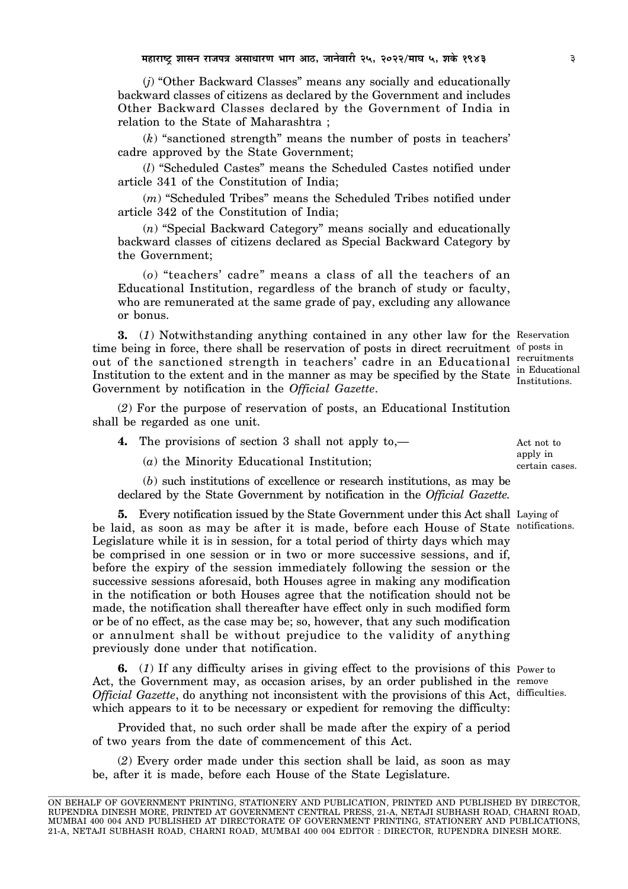(*j*) "Other Backward Classes" means any socially and educationally backward classes of citizens as declared by the Government and includes Other Backward Classes declared by the Government of India in relation to the State of Maharashtra ;

(*k*) "sanctioned strength" means the number of posts in teachers' cadre approved by the State Government;

(*l*) "Scheduled Castes" means the Scheduled Castes notified under article 341 of the Constitution of India;

(*m*) "Scheduled Tribes" means the Scheduled Tribes notified under article 342 of the Constitution of India;

(*n*) "Special Backward Category" means socially and educationally backward classes of citizens declared as Special Backward Category by the Government;

(*o*) "teachers' cadre" means a class of all the teachers of an Educational Institution, regardless of the branch of study or faculty, who are remunerated at the same grade of pay, excluding any allowance or bonus.

Reservation of posts in recruitments in Educational Institutions.

**3.** (*1*) Notwithstanding anything contained in any other law for the time being in force, there shall be reservation of posts in direct recruitment out of the sanctioned strength in teachers' cadre in an Educational Institution to the extent and in the manner as may be specified by the State Government by notification in the *Official Gazette*.

(*2*) For the purpose of reservation of posts, an Educational Institution shall be regarded as one unit.

Act not to apply in certain cases.

**4.** The provisions of section 3 shall not apply to,—

(*a*) the Minority Educational Institution;

(*b*) such institutions of excellence or research institutions, as may be declared by the State Government by notification in the *Official Gazette.*

Laying of notifications.

**5.** Every notification issued by the State Government under this Act shall be laid, as soon as may be after it is made, before each House of State Legislature while it is in session, for a total period of thirty days which may be comprised in one session or in two or more successive sessions, and if, before the expiry of the session immediately following the session or the successive sessions aforesaid, both Houses agree in making any modification in the notification or both Houses agree that the notification should not be made, the notification shall thereafter have effect only in such modified form or be of no effect, as the case may be; so, however, that any such modification or annulment shall be without prejudice to the validity of anything previously done under that notification.

Power to remove difficulties.

**6.** (*1*) If any difficulty arises in giving effect to the provisions of this Act, the Government may, as occasion arises, by an order published in the *Official Gazette*, do anything not inconsistent with the provisions of this Act, which appears to it to be necessary or expedient for removing the difficulty:

Provided that, no such order shall be made after the expiry of a period of two years from the date of commencement of this Act.

(*2*) Every order made under this section shall be laid, as soon as may be, after it is made, before each House of the State Legislature.

ON BEHALF OF GOVERNMENT PRINTING, STATIONERY AND PUBLICATION, PRINTED AND PUBLISHED BY DIRECTOR, RUPENDRA DINESH MORE, PRINTED AT GOVERNMENT CENTRAL PRESS, 21-A, NETAJI SUBHASH ROAD, CHARNI ROAD, MUMBAI 400 004 AND PUBLISHED AT DIRECTORATE OF GOVERNMENT PRINTING, STATIONERY AND PUBLICATIONS, 21-A, NETAJI SUBHASH ROAD, CHARNI ROAD, MUMBAI 400 004 EDITOR : DIRECTOR, RUPENDRA DINESH MORE.